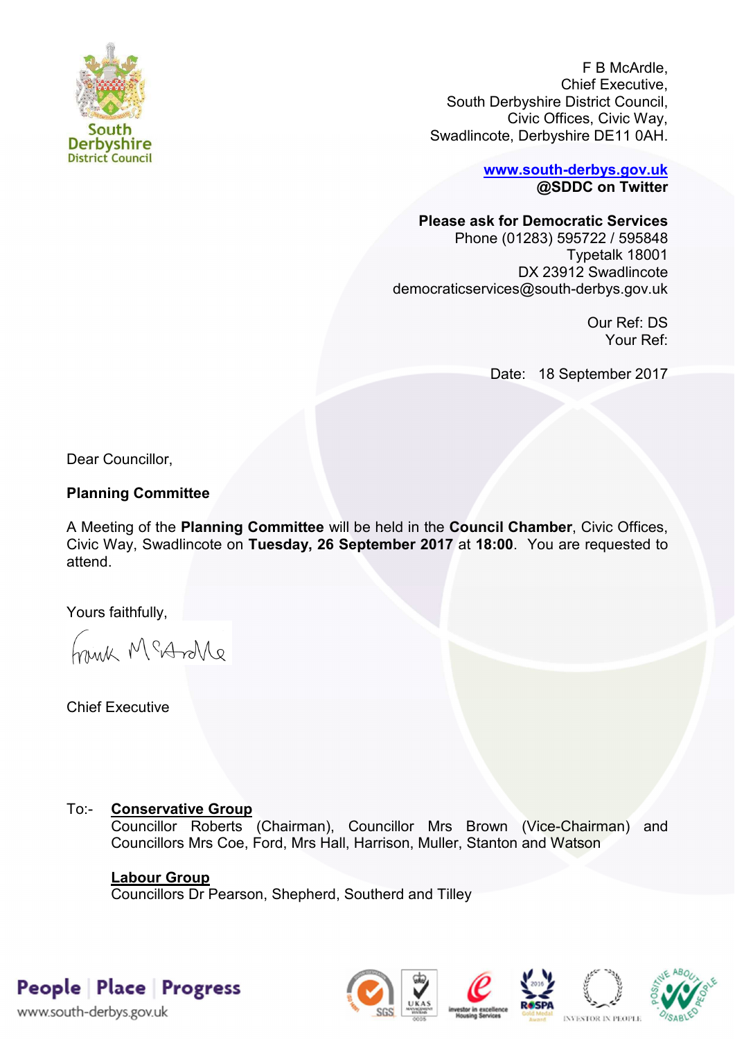South Derbyshire District Council

F B McArdle,
Chief Executive,
South Derbyshire District Council,
Civic Offices, Civic Way,
Swadlincote, Derbyshire DE11 0AH.

[www.south-derbys.gov.uk](http://www.south-derbys.gov.uk)
**@SDDC on Twitter**

**Please ask for Democratic Services**
Phone (01283) 595722 / 595848
Typetalk 18001
DX 23912 Swadlincote
democraticservices@south-derbys.gov.uk

Our Ref: DS
Your Ref:

Date: 18 September 2017

Dear Councillor,

**Planning Committee**

A Meeting of the **Planning Committee** will be held in the **Council Chamber**, Civic Offices, Civic Way, Swadlincote on **Tuesday, 26 September 2017** at **18:00**. You are requested to attend.

Yours faithfully,

Frank McArdle

Chief Executive

To:-

**Conservative Group**
Councillor Roberts (Chairman), Councillor Mrs Brown (Vice-Chairman) and Councillors Mrs Coe, Ford, Mrs Hall, Harrison, Muller, Stanton and Watson

**Labour Group**
Councillors Dr Pearson, Shepherd, Southerd and Tilley

People | Place | Progress
www.south-derbys.gov.uk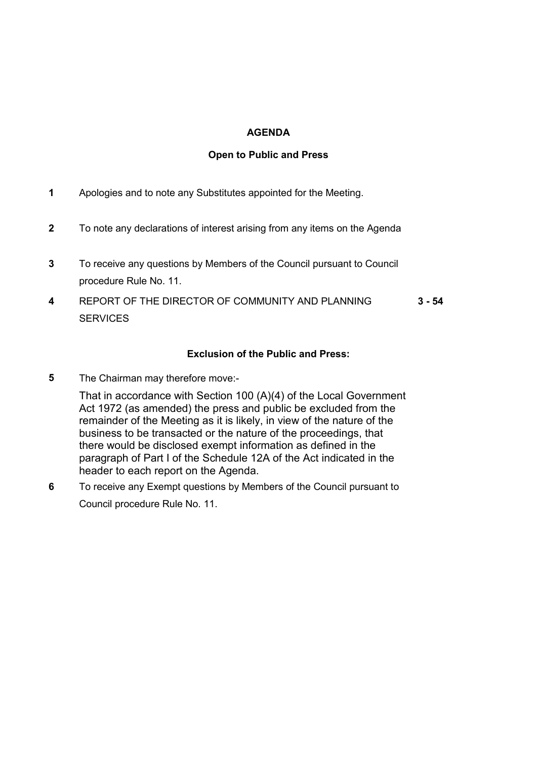# AGENDA

## Open to Public and Press

| | | |
|---|---|---|
| **1** | Apologies and to note any Substitutes appointed for the Meeting. | |
| **2** | To note any declarations of interest arising from any items on the Agenda | |
| **3** | To receive any questions by Members of the Council pursuant to Council procedure Rule No. 11. | |
| **4** | REPORT OF THE DIRECTOR OF COMMUNITY AND PLANNING SERVICES | **3 - 54** |

## Exclusion of the Public and Press:

**5** The Chairman may therefore move:-

That in accordance with Section 100 (A)(4) of the Local Government Act 1972 (as amended) the press and public be excluded from the remainder of the Meeting as it is likely, in view of the nature of the business to be transacted or the nature of the proceedings, that there would be disclosed exempt information as defined in the paragraph of Part I of the Schedule 12A of the Act indicated in the header to each report on the Agenda.

**6** To receive any Exempt questions by Members of the Council pursuant to Council procedure Rule No. 11.